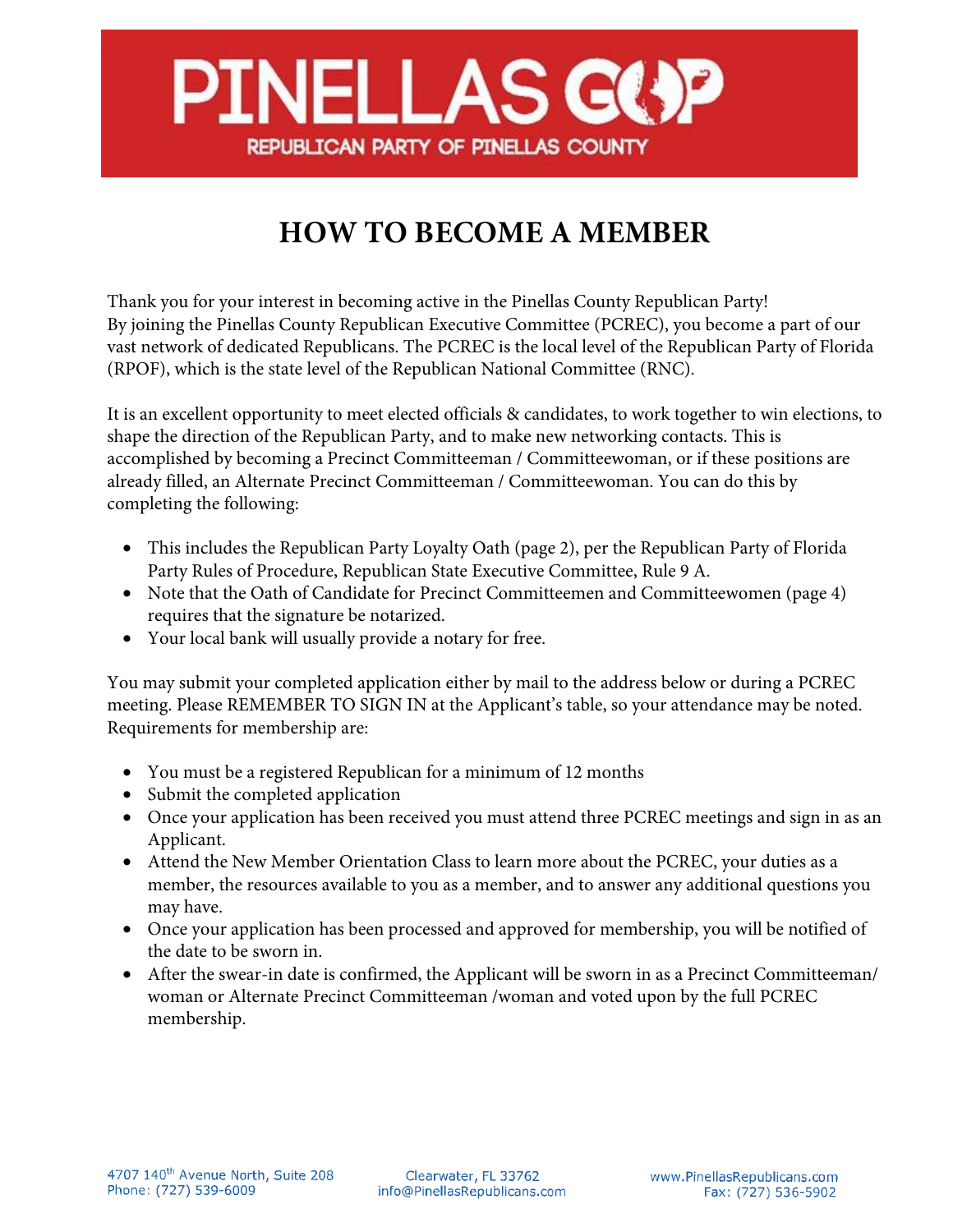# PINELLAS GOP

REPUBLICAN PARTY OF PINELLAS COUNTY

## HOW TO BECOME A MEMBER

Thank you for your interest in becoming active in the Pinellas County Republican Party! By joining the Pinellas County Republican Executive Committee (PCREC), you become a part of our vast network of dedicated Republicans. The PCREC is the local level of the Republican Party of Florida (RPOF), which is the state level of the Republican National Committee (RNC).

It is an excellent opportunity to meet elected officials & candidates, to work together to win elections, to shape the direction of the Republican Party, and to make new networking contacts. This is accomplished by becoming a Precinct Committeeman / Committeewoman, or if these positions are already filled, an Alternate Precinct Committeeman / Committeewoman. You can do this by completing the following:

- This includes the Republican Party Loyalty Oath (page 2), per the Republican Party of Florida Party Rules of Procedure, Republican State Executive Committee, Rule 9 A.
- Note that the Oath of Candidate for Precinct Committeemen and Committeewomen (page 4) requires that the signature be notarized.
- Your local bank will usually provide a notary for free.

You may submit your completed application either by mail to the address below or during a PCREC meeting. Please REMEMBER TO SIGN IN at the Applicant's table, so your attendance may be noted. Requirements for membership are:

- You must be a registered Republican for a minimum of 12 months
- Submit the completed application
- Once your application has been received you must attend three PCREC meetings and sign in as an Applicant.
- Attend the New Member Orientation Class to learn more about the PCREC, your duties as a member, the resources available to you as a member, and to answer any additional questions you may have.
- Once your application has been processed and approved for membership, you will be notified of the date to be sworn in.
- After the swear-in date is confirmed, the Applicant will be sworn in as a Precinct Committeeman/ woman or Alternate Precinct Committeeman /woman and voted upon by the full PCREC membership.

4707 140th Avenue North, Suite 208
Phone: (727) 539-6009

Clearwater, FL 33762
info@PinellasRepublicans.com

www.PinellasRepublicans.com
Fax: (727) 536-5902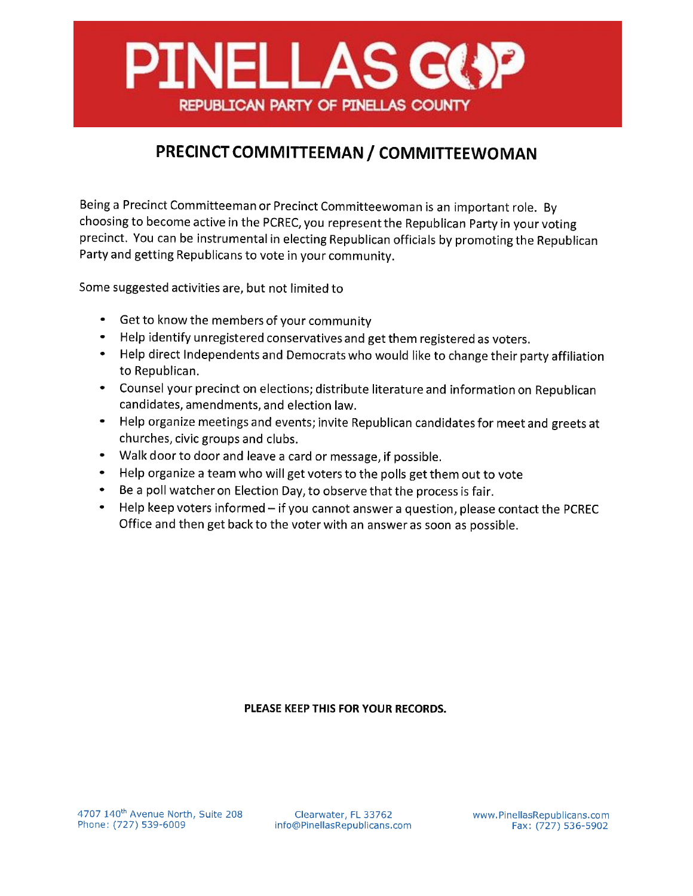# PINELLAS GOP

REPUBLICAN PARTY OF PINELLAS COUNTY

## PRECINCT COMMITTEEMAN / COMMITTEEWOMAN

Being a Precinct Committeeman or Precinct Committeewoman is an important role. By choosing to become active in the PCREC, you represent the Republican Party in your voting precinct. You can be instrumental in electing Republican officials by promoting the Republican Party and getting Republicans to vote in your community.

Some suggested activities are, but not limited to

- Get to know the members of your community
- Help identify unregistered conservatives and get them registered as voters.
- Help direct Independents and Democrats who would like to change their party affiliation to Republican.
- Counsel your precinct on elections; distribute literature and information on Republican candidates, amendments, and election law.
- Help organize meetings and events; invite Republican candidates for meet and greets at churches, civic groups and clubs.
- Walk door to door and leave a card or message, if possible.
- Help organize a team who will get voters to the polls get them out to vote
- Be a poll watcher on Election Day, to observe that the process is fair.
- Help keep voters informed – if you cannot answer a question, please contact the PCREC Office and then get back to the voter with an answer as soon as possible.

**PLEASE KEEP THIS FOR YOUR RECORDS.**

4707 140th Avenue North, Suite 208
Phone: (727) 539-6009

Clearwater, FL 33762
info@PinellasRepublicans.com

www.PinellasRepublicans.com
Fax: (727) 536-5902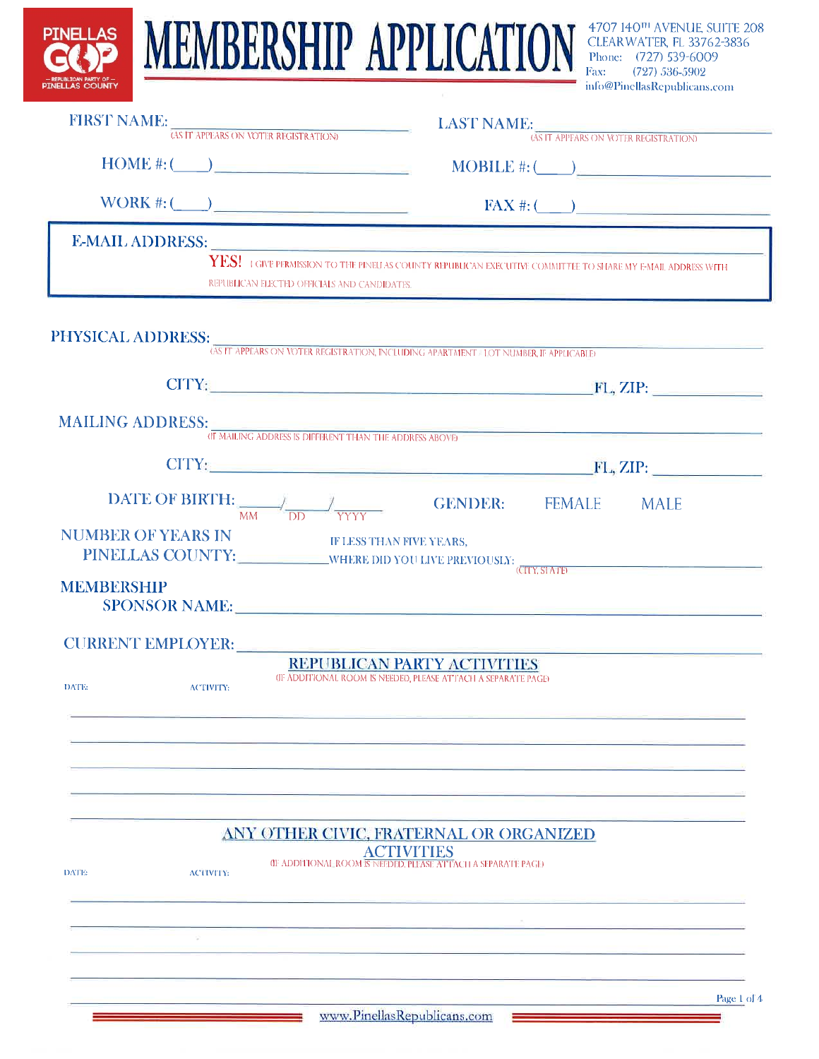PINELLAS GOP — REPUBLICAN PARTY OF — PINELLAS COUNTY

# MEMBERSHIP APPLICATION

4707 140TH AVENUE, SUITE 208
CLEARWATER, FL 33762-3836
Phone: (727) 539-6009
Fax: (727) 536-5902
info@PinellasRepublicans.com

FIRST NAME: ______________________ (AS IT APPEARS ON VOTER REGISTRATION)

LAST NAME: ______________________ (AS IT APPEARS ON VOTER REGISTRATION)

HOME #: (____) ______________________

MOBILE #: (____) ______________________

WORK #: (____) ______________________

FAX #: (____) ______________________

E-MAIL ADDRESS: ______________________

**YES!** I GIVE PERMISSION TO THE PINELLAS COUNTY REPUBLICAN EXECUTIVE COMMITTEE TO SHARE MY E-MAIL ADDRESS WITH REPUBLICAN ELECTED OFFICIALS AND CANDIDATES.

PHYSICAL ADDRESS: ______________________ (AS IT APPEARS ON VOTER REGISTRATION, INCLUDING APARTMENT / LOT NUMBER, IF APPLICABLE)

CITY: ______________________ FL, ZIP: __________

MAILING ADDRESS: ______________________ (IF MAILING ADDRESS IS DIFFERENT THAN THE ADDRESS ABOVE)

CITY: ______________________ FL, ZIP: __________

DATE OF BIRTH: _____/_____/_____ (MM / DD / YYYY)

GENDER: FEMALE MALE

NUMBER OF YEARS IN PINELLAS COUNTY: __________

IF LESS THAN FIVE YEARS, WHERE DID YOU LIVE PREVIOUSLY: ______________________ (CITY, STATE)

MEMBERSHIP SPONSOR NAME: ______________________

CURRENT EMPLOYER: ______________________

## REPUBLICAN PARTY ACTIVITIES

(IF ADDITIONAL ROOM IS NEEDED, PLEASE ATTACH A SEPARATE PAGE)

| DATE: | ACTIVITY: |
|---|---|
| | |
| | |
| | |
| | |
| | |

## ANY OTHER CIVIC, FRATERNAL OR ORGANIZED ACTIVITIES

(IF ADDITIONAL ROOM IS NEEDED, PLEASE ATTACH A SEPARATE PAGE)

| DATE: | ACTIVITY: |
|---|---|
| | |
| | |
| | |
| | |

www.PinellasRepublicans.com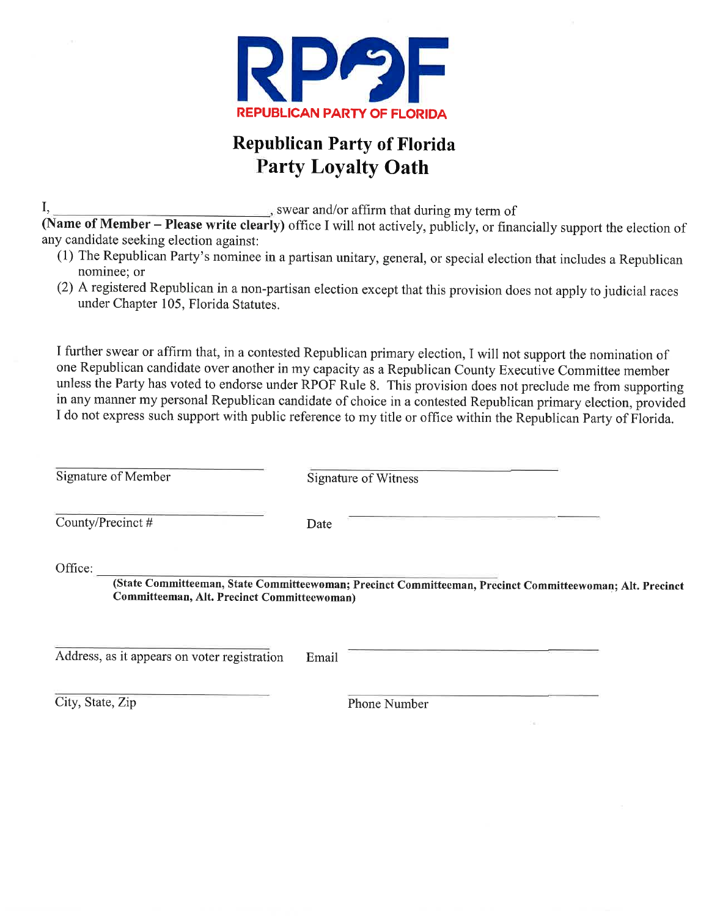RPOF

REPUBLICAN PARTY OF FLORIDA

# Republican Party of Florida
## Party Loyalty Oath

I, ______________________________, swear and/or affirm that during my term of **(Name of Member – Please write clearly)** office I will not actively, publicly, or financially support the election of any candidate seeking election against:

(1) The Republican Party's nominee in a partisan unitary, general, or special election that includes a Republican nominee; or
(2) A registered Republican in a non-partisan election except that this provision does not apply to judicial races under Chapter 105, Florida Statutes.

I further swear or affirm that, in a contested Republican primary election, I will not support the nomination of one Republican candidate over another in my capacity as a Republican County Executive Committee member unless the Party has voted to endorse under RPOF Rule 8. This provision does not preclude me from supporting in any manner my personal Republican candidate of choice in a contested Republican primary election, provided I do not express such support with public reference to my title or office within the Republican Party of Florida.

______________________________ Signature of Member

______________________________ Signature of Witness

______________________________ County/Precinct #

Date ______________________________

Office: ______________________________
**(State Committeeman, State Committeewoman; Precinct Committeeman, Precinct Committeewoman; Alt. Precinct Committeeman, Alt. Precinct Committeewoman)**

______________________________ Address, as it appears on voter registration

Email ______________________________

______________________________ City, State, Zip

______________________________ Phone Number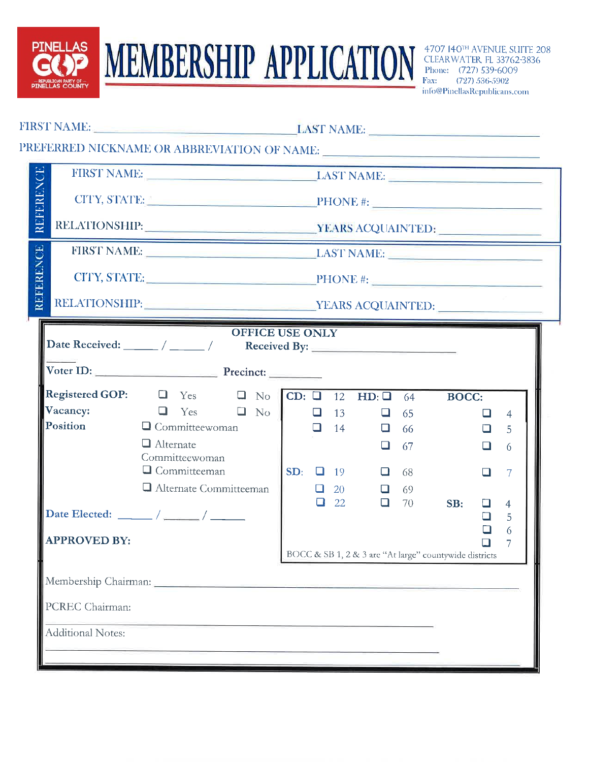PINELLAS GOP — REPUBLICAN PARTY OF — PINELLAS COUNTY

# MEMBERSHIP APPLICATION

4707 140TH AVENUE, SUITE 208
CLEARWATER, FL 33762-3836
Phone: (727) 539-6009
Fax: (727) 536-5902
info@PinellasRepublicans.com

FIRST NAME: ______________________ LAST NAME: ______________________

PREFERRED NICKNAME OR ABBREVIATION OF NAME: ______________________

**REFERENCE**

FIRST NAME: ______________________ LAST NAME: ______________________

CITY, STATE: ______________________ PHONE #: ______________________

RELATIONSHIP: ______________________ YEARS ACQUAINTED: ______________________

**REFERENCE**

FIRST NAME: ______________________ LAST NAME: ______________________

CITY, STATE: ______________________ PHONE #: ______________________

RELATIONSHIP: ______________________ YEARS ACQUAINTED: ______________________

## OFFICE USE ONLY

**Date Received:** _____ / _____ / _____ **Received By:** ______________________

**Voter ID:** ______________________ **Precinct:** __________

**Registered GOP:** ❑ Yes ❑ No

**Vacancy:** ❑ Yes ❑ No

**Position**
- ❑ Committeewoman
- ❑ Alternate Committeewoman
- ❑ Committeeman
- ❑ Alternate Committeeman

| CD: | HD: | BOCC: |
|---|---|---|
| ❑ 12 | ❑ 64 | ❑ 4 |
| ❑ 13 | ❑ 65 | ❑ 5 |
| ❑ 14 | ❑ 66 | ❑ 6 |
| | ❑ 67 | ❑ 7 |
| **SD:** | ❑ 68 | **SB:** |
| ❑ 19 | ❑ 69 | ❑ 4 |
| ❑ 20 | ❑ 70 | ❑ 5 |
| ❑ 22 | | ❑ 6 |
| | | ❑ 7 |

BOCC & SB 1, 2 & 3 are "At large" countywide districts

**Date Elected:** _____ / _____ / _____

**APPROVED BY:**

Membership Chairman: ______________________

PCREC Chairman: ______________________

Additional Notes: ______________________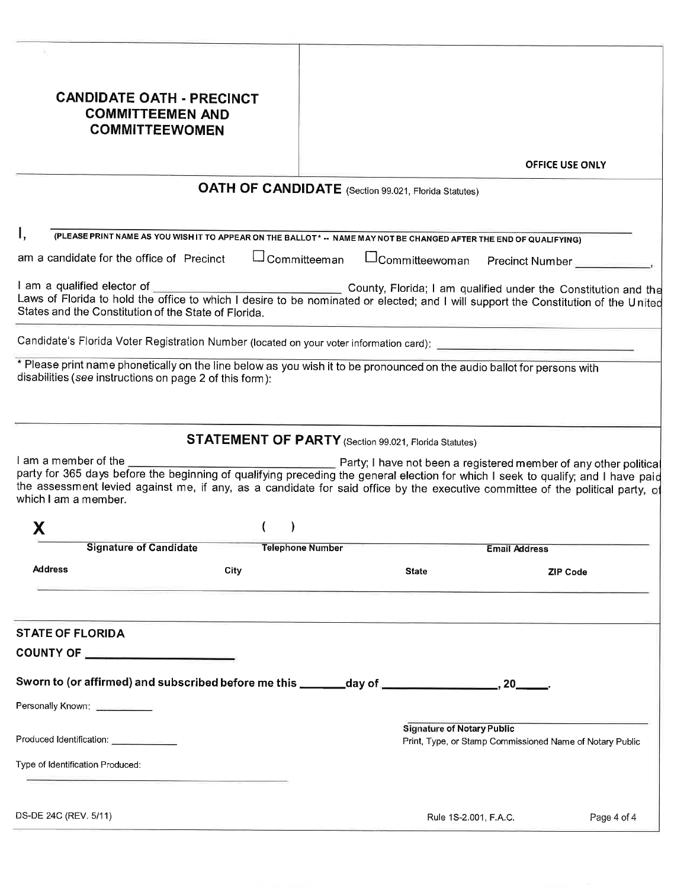# CANDIDATE OATH - PRECINCT COMMITTEEMEN AND COMMITTEEWOMEN

OFFICE USE ONLY

## OATH OF CANDIDATE (Section 99.021, Florida Statutes)

I, ______________________________________________

(PLEASE PRINT NAME AS YOU WISH IT TO APPEAR ON THE BALLOT* -- NAME MAY NOT BE CHANGED AFTER THE END OF QUALIFYING)

am a candidate for the office of Precinct ☐ Committeeman ☐ Committeewoman Precinct Number ____________,

I am a qualified elector of ______________________________ County, Florida; I am qualified under the Constitution and the Laws of Florida to hold the office to which I desire to be nominated or elected; and I will support the Constitution of the United States and the Constitution of the State of Florida.

Candidate's Florida Voter Registration Number (located on your voter information card): ______________________________

* Please print name phonetically on the line below as you wish it to be pronounced on the audio ballot for persons with disabilities (*see* instructions on page 2 of this form):

______________________________________________

## STATEMENT OF PARTY (Section 99.021, Florida Statutes)

I am a member of the ______________________________ Party; I have not been a registered member of any other political party for 365 days before the beginning of qualifying preceding the general election for which I seek to qualify; and I have paid the assessment levied against me, if any, as a candidate for said office by the executive committee of the political party, of which I am a member.

X ______________________ ( ) ______________________ ______________________

**Signature of Candidate** | **Telephone Number** | **Email Address**

**Address** | **City** | **State** | **ZIP Code**

______________________________________________

**STATE OF FLORIDA**

**COUNTY OF** ______________________

**Sworn to (or affirmed) and subscribed before me this _______day of ________________, 20_____.**

Personally Known: __________

Produced Identification: ____________

Type of Identification Produced:

______________________________

______________________________

**Signature of Notary Public**

Print, Type, or Stamp Commissioned Name of Notary Public

DS-DE 24C (REV. 5/11)

Rule 1S-2.001, F.A.C.